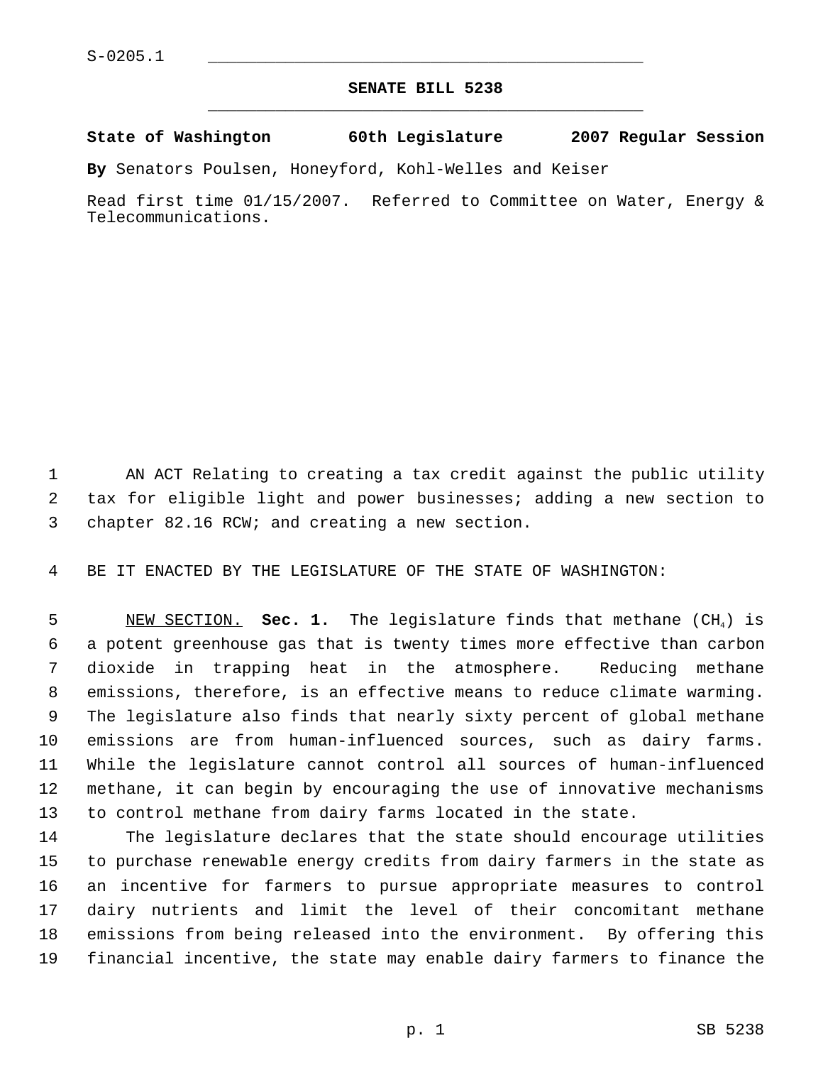S-0205.1

# SENATE BILL 5238

**State of Washington 60th Legislature 2007 Regular Session**

**By** Senators Poulsen, Honeyford, Kohl-Welles and Keiser

Read first time 01/15/2007. Referred to Committee on Water, Energy & Telecommunications.

AN ACT Relating to creating a tax credit against the public utility tax for eligible light and power businesses; adding a new section to chapter 82.16 RCW; and creating a new section.

BE IT ENACTED BY THE LEGISLATURE OF THE STATE OF WASHINGTON:

NEW SECTION. **Sec. 1.** The legislature finds that methane ($CH_4$) is a potent greenhouse gas that is twenty times more effective than carbon dioxide in trapping heat in the atmosphere. Reducing methane emissions, therefore, is an effective means to reduce climate warming. The legislature also finds that nearly sixty percent of global methane emissions are from human-influenced sources, such as dairy farms. While the legislature cannot control all sources of human-influenced methane, it can begin by encouraging the use of innovative mechanisms to control methane from dairy farms located in the state.

The legislature declares that the state should encourage utilities to purchase renewable energy credits from dairy farmers in the state as an incentive for farmers to pursue appropriate measures to control dairy nutrients and limit the level of their concomitant methane emissions from being released into the environment. By offering this financial incentive, the state may enable dairy farmers to finance the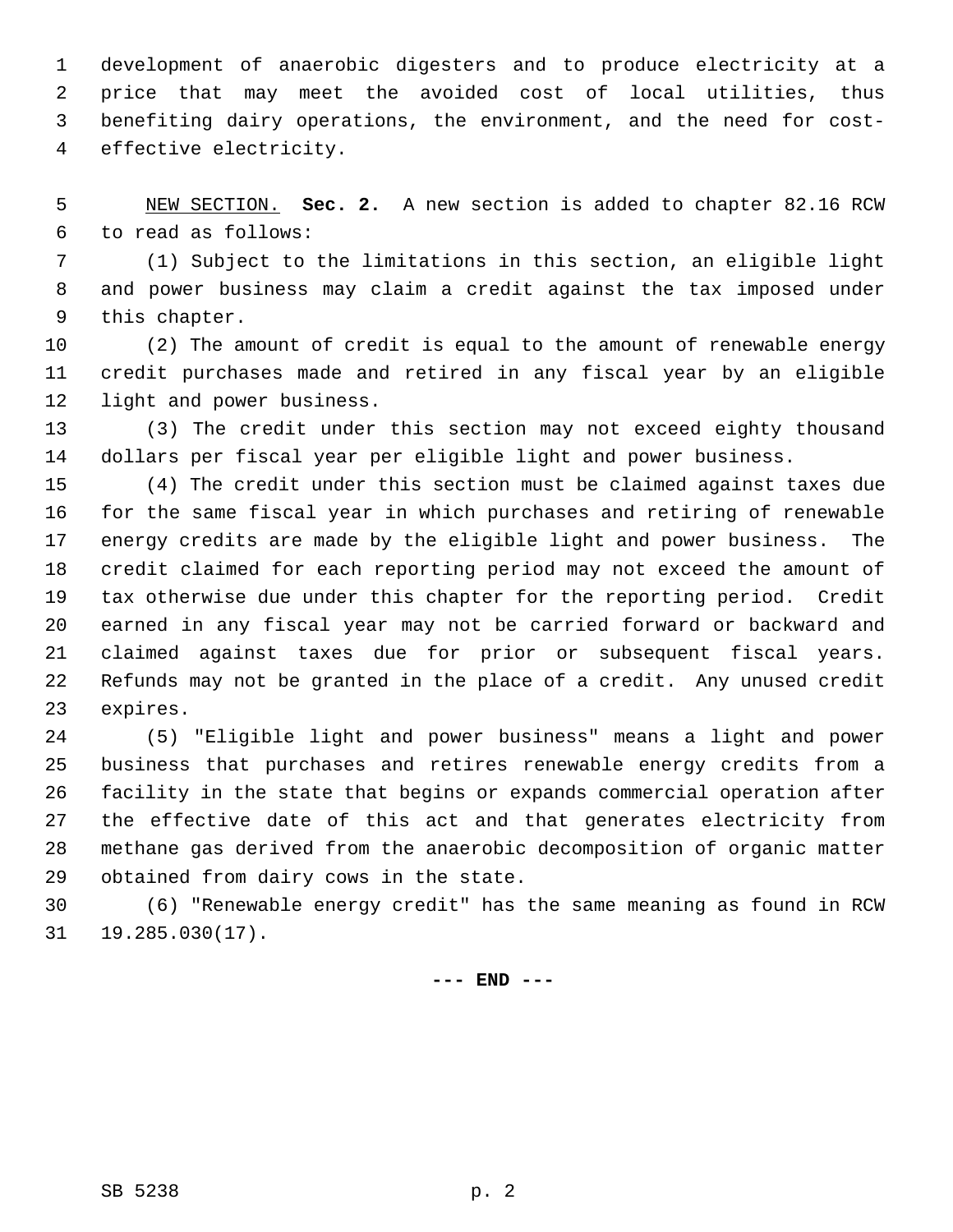development of anaerobic digesters and to produce electricity at a price that may meet the avoided cost of local utilities, thus benefiting dairy operations, the environment, and the need for cost-effective electricity.

NEW SECTION. **Sec. 2.** A new section is added to chapter 82.16 RCW to read as follows:

(1) Subject to the limitations in this section, an eligible light and power business may claim a credit against the tax imposed under this chapter.

(2) The amount of credit is equal to the amount of renewable energy credit purchases made and retired in any fiscal year by an eligible light and power business.

(3) The credit under this section may not exceed eighty thousand dollars per fiscal year per eligible light and power business.

(4) The credit under this section must be claimed against taxes due for the same fiscal year in which purchases and retiring of renewable energy credits are made by the eligible light and power business. The credit claimed for each reporting period may not exceed the amount of tax otherwise due under this chapter for the reporting period. Credit earned in any fiscal year may not be carried forward or backward and claimed against taxes due for prior or subsequent fiscal years. Refunds may not be granted in the place of a credit. Any unused credit expires.

(5) "Eligible light and power business" means a light and power business that purchases and retires renewable energy credits from a facility in the state that begins or expands commercial operation after the effective date of this act and that generates electricity from methane gas derived from the anaerobic decomposition of organic matter obtained from dairy cows in the state.

(6) "Renewable energy credit" has the same meaning as found in RCW 19.285.030(17).

**--- END ---**